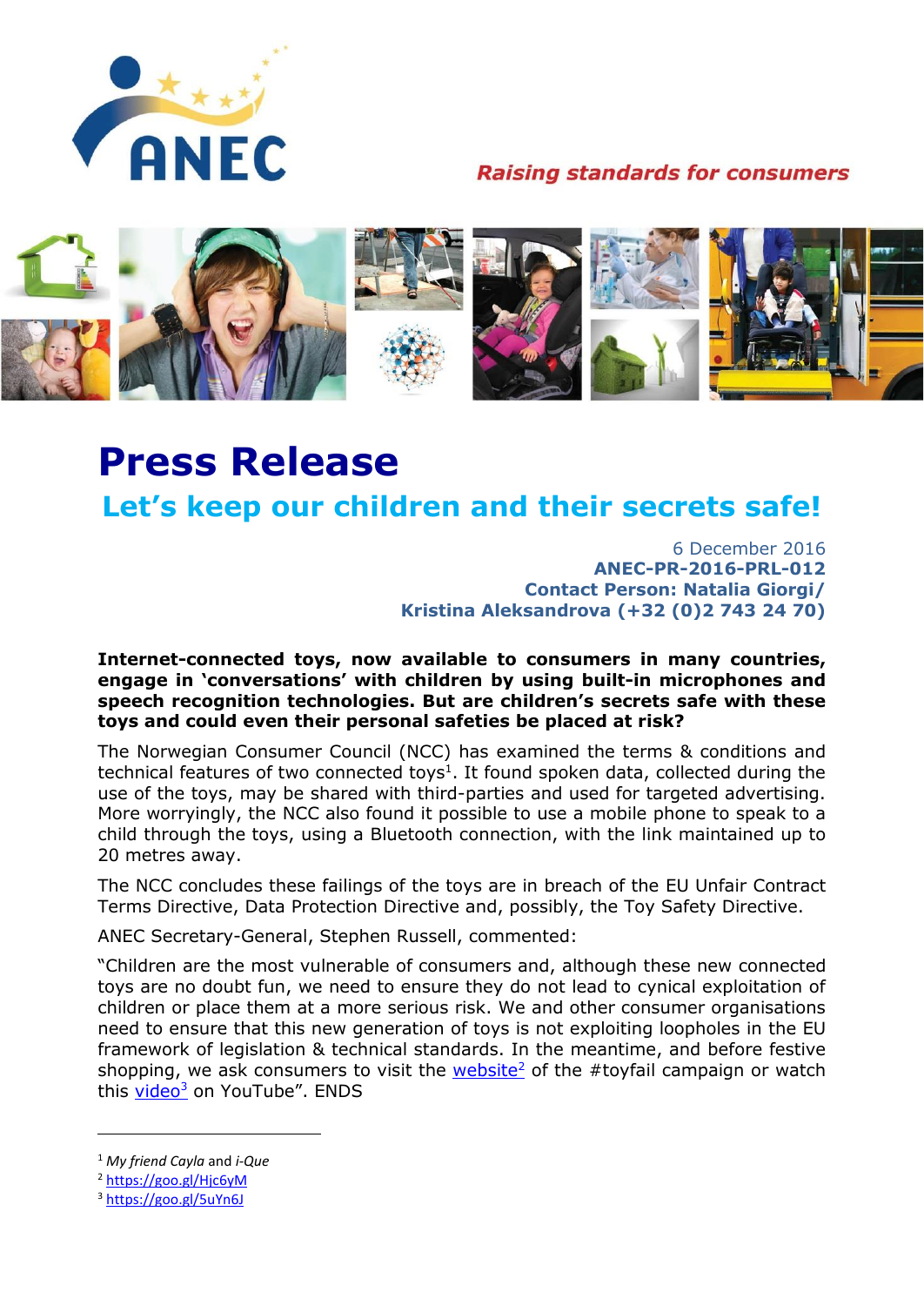ANEC

*Raising standards for consumers*

# Press Release

## Let's keep our children and their secrets safe!

6 December 2016
**ANEC-PR-2016-PRL-012**
**Contact Person: Natalia Giorgi/**
**Kristina Aleksandrova (+32 (0)2 743 24 70)**

**Internet-connected toys, now available to consumers in many countries, engage in 'conversations' with children by using built-in microphones and speech recognition technologies. But are children's secrets safe with these toys and could even their personal safeties be placed at risk?**

The Norwegian Consumer Council (NCC) has examined the terms & conditions and technical features of two connected toys[1]. It found spoken data, collected during the use of the toys, may be shared with third-parties and used for targeted advertising. More worryingly, the NCC also found it possible to use a mobile phone to speak to a child through the toys, using a Bluetooth connection, with the link maintained up to 20 metres away.

The NCC concludes these failings of the toys are in breach of the EU Unfair Contract Terms Directive, Data Protection Directive and, possibly, the Toy Safety Directive.

ANEC Secretary-General, Stephen Russell, commented:

"Children are the most vulnerable of consumers and, although these new connected toys are no doubt fun, we need to ensure they do not lead to cynical exploitation of children or place them at a more serious risk. We and other consumer organisations need to ensure that this new generation of toys is not exploiting loopholes in the EU framework of legislation & technical standards. In the meantime, and before festive shopping, we ask consumers to visit the website[2] of the #toyfail campaign or watch this video[3] on YouTube". ENDS

---

[1] *My friend Cayla* and *i-Que*
[2] https://goo.gl/Hjc6yM
[3] https://goo.gl/5uYn6J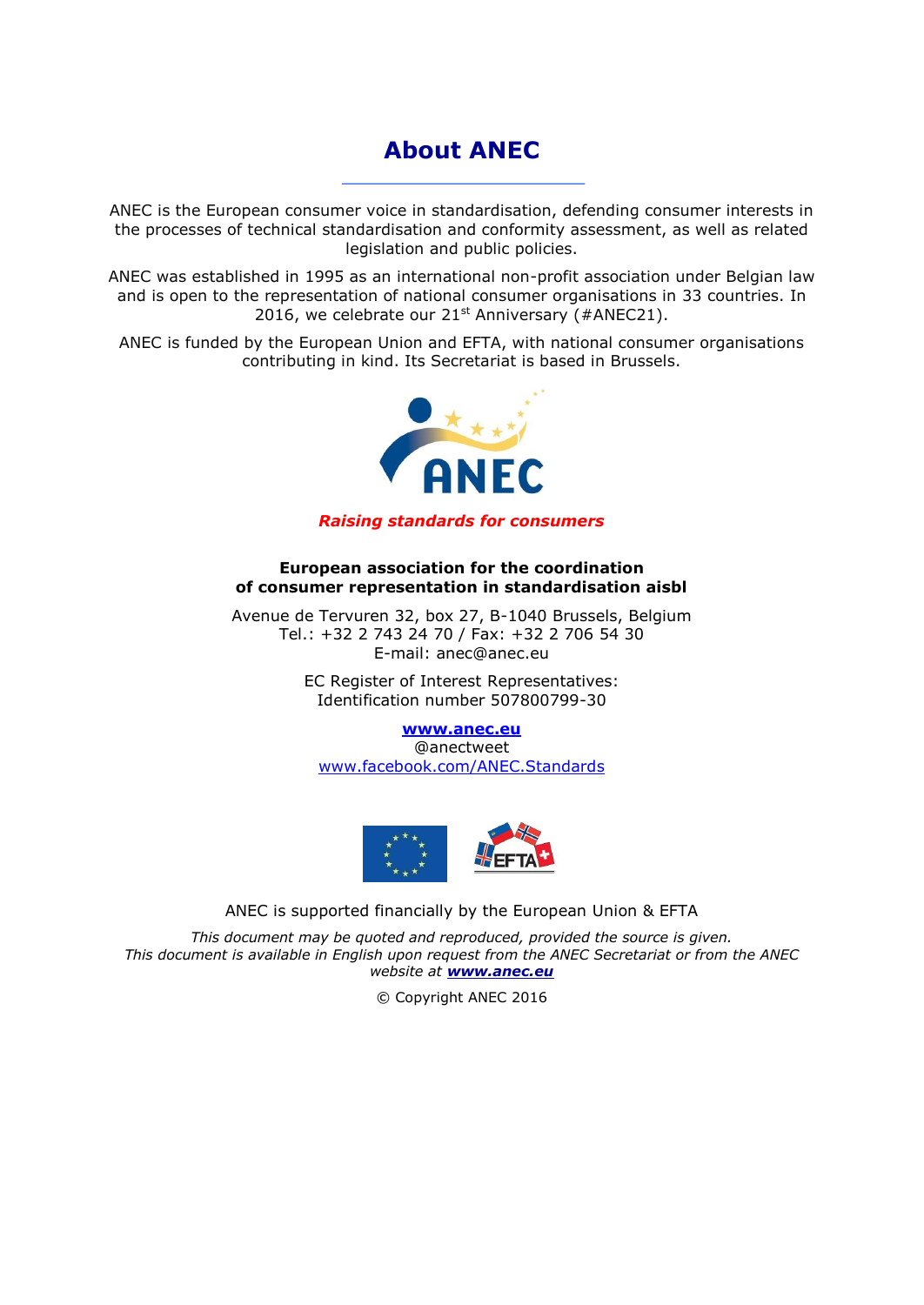# About ANEC

ANEC is the European consumer voice in standardisation, defending consumer interests in the processes of technical standardisation and conformity assessment, as well as related legislation and public policies.

ANEC was established in 1995 as an international non-profit association under Belgian law and is open to the representation of national consumer organisations in 33 countries. In 2016, we celebrate our 21st Anniversary (#ANEC21).

ANEC is funded by the European Union and EFTA, with national consumer organisations contributing in kind. Its Secretariat is based in Brussels.

ANEC

***Raising standards for consumers***

**European association for the coordination of consumer representation in standardisation aisbl**

Avenue de Tervuren 32, box 27, B-1040 Brussels, Belgium
Tel.: +32 2 743 24 70 / Fax: +32 2 706 54 30
E-mail: anec@anec.eu

EC Register of Interest Representatives:
Identification number 507800799-30

**www.anec.eu**
@anectweet
www.facebook.com/ANEC.Standards

ANEC is supported financially by the European Union & EFTA

*This document may be quoted and reproduced, provided the source is given.*
*This document is available in English upon request from the ANEC Secretariat or from the ANEC website at* ***www.anec.eu***

© Copyright ANEC 2016